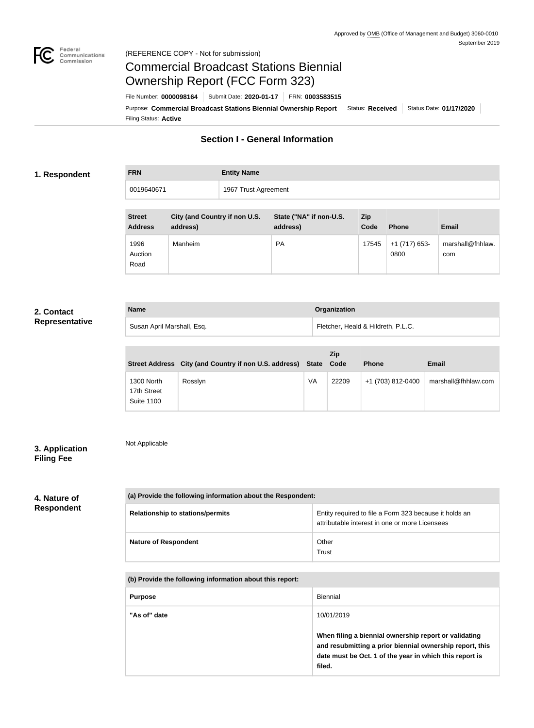Approved by OMB (Office of Management and Budget) 3060-0010
September 2019

(REFERENCE COPY - Not for submission)

# Commercial Broadcast Stations Biennial Ownership Report (FCC Form 323)

File Number: **0000098164** | Submit Date: **2020-01-17** | FRN: **0003583515**

Purpose: **Commercial Broadcast Stations Biennial Ownership Report** | Status: **Received** | Status Date: **01/17/2020**

Filing Status: **Active**

## Section I - General Information

### 1. Respondent

| FRN | Entity Name |
|---|---|
| 0019640671 | 1967 Trust Agreement |

| Street Address | City (and Country if non U.S. address) | State ("NA" if non-U.S. address) | Zip Code | Phone | Email |
|---|---|---|---|---|---|
| 1996 Auction Road | Manheim | PA | 17545 | +1 (717) 653-0800 | marshall@fhhlaw.com |

### 2. Contact Representative

| Name | Organization |
|---|---|
| Susan April Marshall, Esq. | Fletcher, Heald & Hildreth, P.L.C. |

| Street Address | City (and Country if non U.S. address) | State | Zip Code | Phone | Email |
|---|---|---|---|---|---|
| 1300 North 17th Street Suite 1100 | Rosslyn | VA | 22209 | +1 (703) 812-0400 | marshall@fhhlaw.com |

### 3. Application Filing Fee

Not Applicable

### 4. Nature of Respondent

| (a) Provide the following information about the Respondent: | |
|---|---|
| Relationship to stations/permits | Entity required to file a Form 323 because it holds an attributable interest in one or more Licensees |
| Nature of Respondent | Other<br>Trust |

| (b) Provide the following information about this report: | |
|---|---|
| Purpose | Biennial |
| "As of" date | 10/01/2019<br><br>**When filing a biennial ownership report or validating and resubmitting a prior biennial ownership report, this date must be Oct. 1 of the year in which this report is filed.** |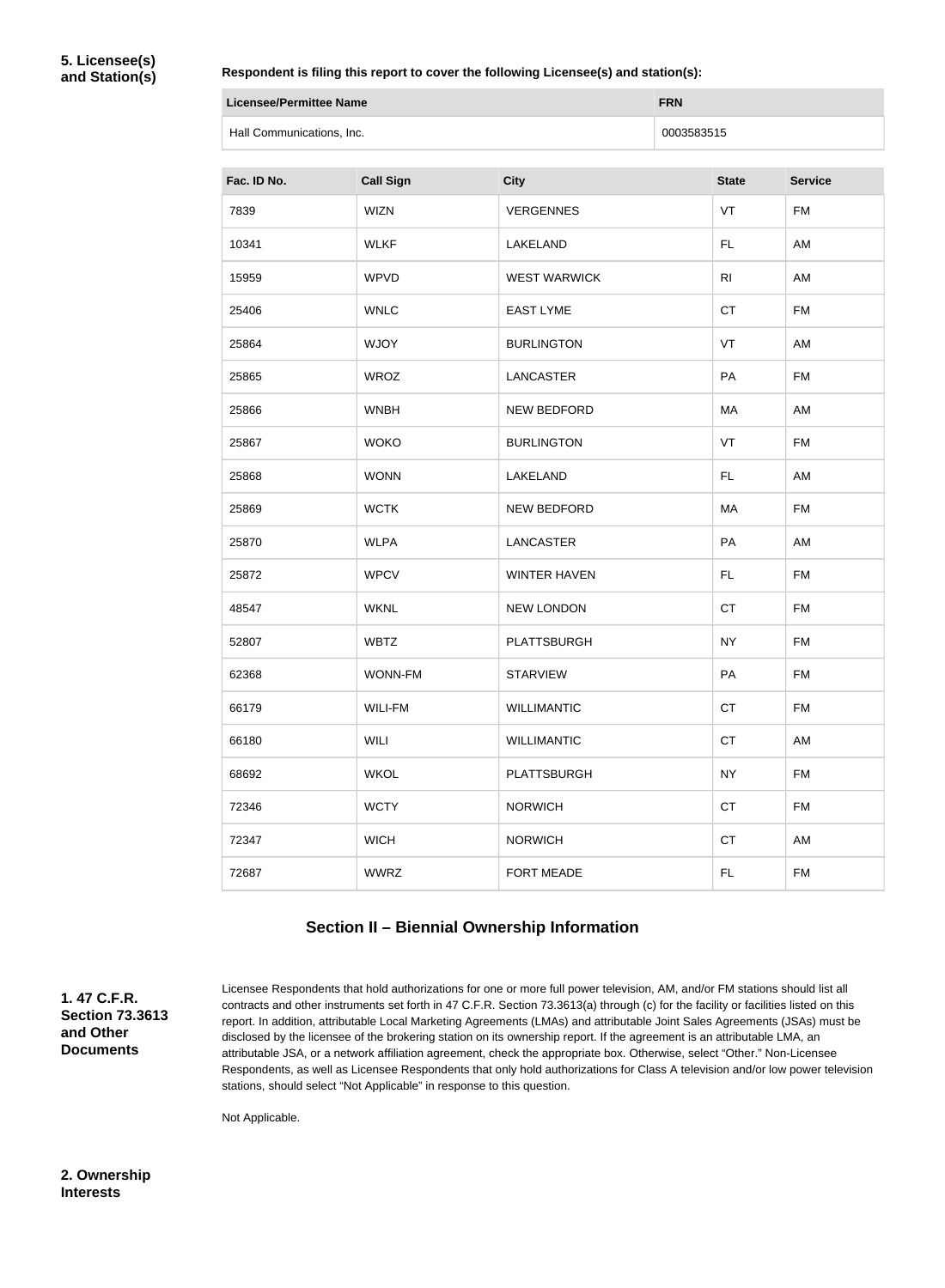**5. Licensee(s) and Station(s)**

**Respondent is filing this report to cover the following Licensee(s) and station(s):**

| Licensee/Permittee Name | FRN |
| --- | --- |
| Hall Communications, Inc. | 0003583515 |

| Fac. ID No. | Call Sign | City | State | Service |
| --- | --- | --- | --- | --- |
| 7839 | WIZN | VERGENNES | VT | FM |
| 10341 | WLKF | LAKELAND | FL | AM |
| 15959 | WPVD | WEST WARWICK | RI | AM |
| 25406 | WNLC | EAST LYME | CT | FM |
| 25864 | WJOY | BURLINGTON | VT | AM |
| 25865 | WROZ | LANCASTER | PA | FM |
| 25866 | WNBH | NEW BEDFORD | MA | AM |
| 25867 | WOKO | BURLINGTON | VT | FM |
| 25868 | WONN | LAKELAND | FL | AM |
| 25869 | WCTK | NEW BEDFORD | MA | FM |
| 25870 | WLPA | LANCASTER | PA | AM |
| 25872 | WPCV | WINTER HAVEN | FL | FM |
| 48547 | WKNL | NEW LONDON | CT | FM |
| 52807 | WBTZ | PLATTSBURGH | NY | FM |
| 62368 | WONN-FM | STARVIEW | PA | FM |
| 66179 | WILI-FM | WILLIMANTIC | CT | FM |
| 66180 | WILI | WILLIMANTIC | CT | AM |
| 68692 | WKOL | PLATTSBURGH | NY | FM |
| 72346 | WCTY | NORWICH | CT | FM |
| 72347 | WICH | NORWICH | CT | AM |
| 72687 | WWRZ | FORT MEADE | FL | FM |

## Section II – Biennial Ownership Information

**1. 47 C.F.R. Section 73.3613 and Other Documents**

Licensee Respondents that hold authorizations for one or more full power television, AM, and/or FM stations should list all contracts and other instruments set forth in 47 C.F.R. Section 73.3613(a) through (c) for the facility or facilities listed on this report. In addition, attributable Local Marketing Agreements (LMAs) and attributable Joint Sales Agreements (JSAs) must be disclosed by the licensee of the brokering station on its ownership report. If the agreement is an attributable LMA, an attributable JSA, or a network affiliation agreement, check the appropriate box. Otherwise, select "Other." Non-Licensee Respondents, as well as Licensee Respondents that only hold authorizations for Class A television and/or low power television stations, should select "Not Applicable" in response to this question.

Not Applicable.

**2. Ownership Interests**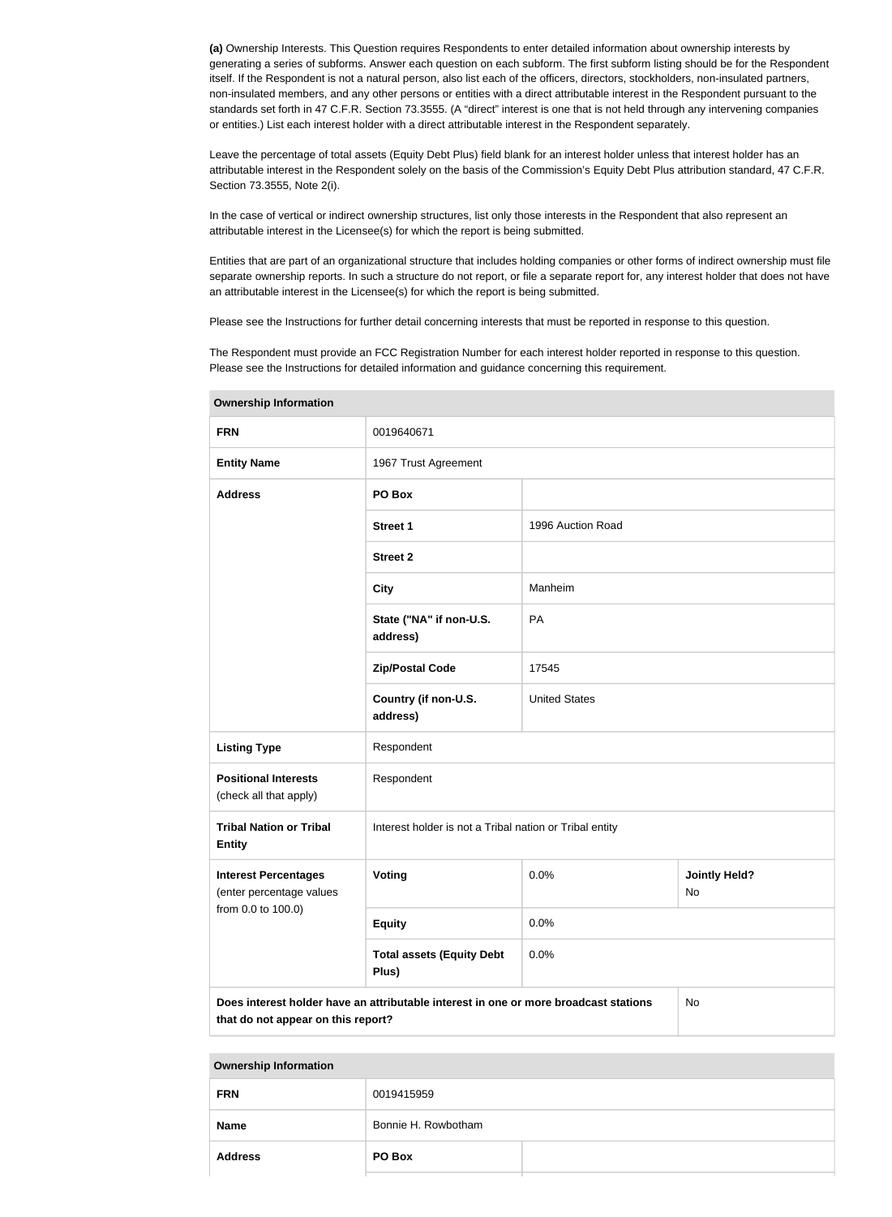**(a)** Ownership Interests. This Question requires Respondents to enter detailed information about ownership interests by generating a series of subforms. Answer each question on each subform. The first subform listing should be for the Respondent itself. If the Respondent is not a natural person, also list each of the officers, directors, stockholders, non-insulated partners, non-insulated members, and any other persons or entities with a direct attributable interest in the Respondent pursuant to the standards set forth in 47 C.F.R. Section 73.3555. (A "direct" interest is one that is not held through any intervening companies or entities.) List each interest holder with a direct attributable interest in the Respondent separately.

Leave the percentage of total assets (Equity Debt Plus) field blank for an interest holder unless that interest holder has an attributable interest in the Respondent solely on the basis of the Commission's Equity Debt Plus attribution standard, 47 C.F.R. Section 73.3555, Note 2(i).

In the case of vertical or indirect ownership structures, list only those interests in the Respondent that also represent an attributable interest in the Licensee(s) for which the report is being submitted.

Entities that are part of an organizational structure that includes holding companies or other forms of indirect ownership must file separate ownership reports. In such a structure do not report, or file a separate report for, any interest holder that does not have an attributable interest in the Licensee(s) for which the report is being submitted.

Please see the Instructions for further detail concerning interests that must be reported in response to this question.

The Respondent must provide an FCC Registration Number for each interest holder reported in response to this question. Please see the Instructions for detailed information and guidance concerning this requirement.

| Ownership Information | | | |
|---|---|---|---|
| **FRN** | 0019640671 | | |
| **Entity Name** | 1967 Trust Agreement | | |
| **Address** | **PO Box** | | |
| | **Street 1** | 1996 Auction Road | |
| | **Street 2** | | |
| | **City** | Manheim | |
| | **State ("NA" if non-U.S. address)** | PA | |
| | **Zip/Postal Code** | 17545 | |
| | **Country (if non-U.S. address)** | United States | |
| **Listing Type** | Respondent | | |
| **Positional Interests** (check all that apply) | Respondent | | |
| **Tribal Nation or Tribal Entity** | Interest holder is not a Tribal nation or Tribal entity | | |
| **Interest Percentages** (enter percentage values from 0.0 to 100.0) | **Voting** | 0.0% | **Jointly Held?** No |
| | **Equity** | 0.0% | |
| | **Total assets (Equity Debt Plus)** | 0.0% | |
| **Does interest holder have an attributable interest in one or more broadcast stations that do not appear on this report?** | | | No |

| Ownership Information | | |
|---|---|---|
| **FRN** | 0019415959 | |
| **Name** | Bonnie H. Rowbotham | |
| **Address** | **PO Box** | |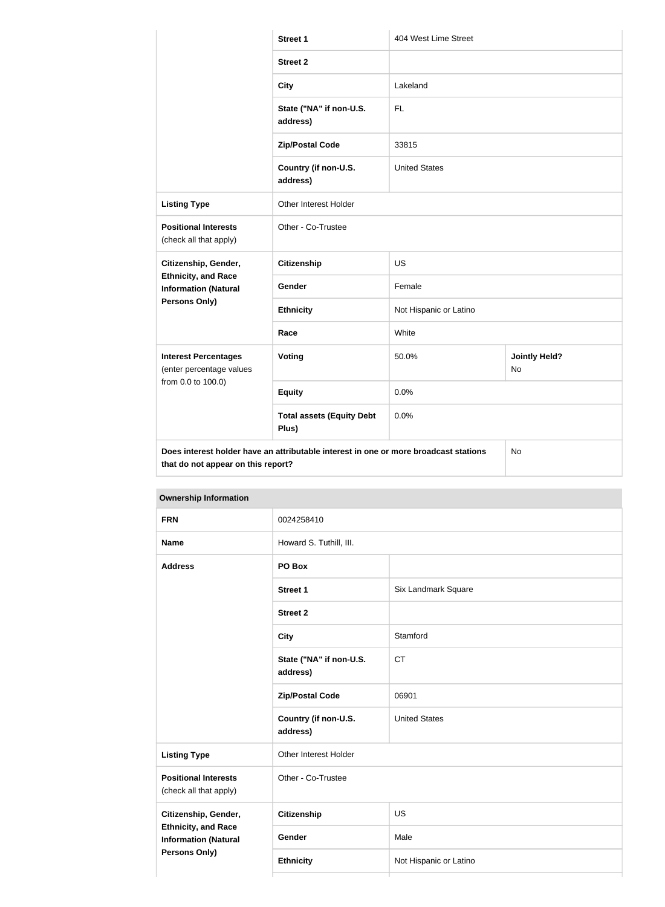| | | | |
|---|---|---|---|
| | **Street 1** | 404 West Lime Street | |
| | **Street 2** | | |
| | **City** | Lakeland | |
| | **State ("NA" if non-U.S. address)** | FL | |
| | **Zip/Postal Code** | 33815 | |
| | **Country (if non-U.S. address)** | United States | |
| **Listing Type** | Other Interest Holder | | |
| **Positional Interests** (check all that apply) | Other - Co-Trustee | | |
| **Citizenship, Gender, Ethnicity, and Race Information (Natural Persons Only)** | **Citizenship** | US | |
| | **Gender** | Female | |
| | **Ethnicity** | Not Hispanic or Latino | |
| | **Race** | White | |
| **Interest Percentages** (enter percentage values from 0.0 to 100.0) | **Voting** | 50.0% | **Jointly Held?** No |
| | **Equity** | 0.0% | |
| | **Total assets (Equity Debt Plus)** | 0.0% | |
| **Does interest holder have an attributable interest in one or more broadcast stations that do not appear on this report?** | | | No |

| **Ownership Information** | | |
|---|---|---|
| **FRN** | 0024258410 | |
| **Name** | Howard S. Tuthill, III. | |
| **Address** | **PO Box** | |
| | **Street 1** | Six Landmark Square |
| | **Street 2** | |
| | **City** | Stamford |
| | **State ("NA" if non-U.S. address)** | CT |
| | **Zip/Postal Code** | 06901 |
| | **Country (if non-U.S. address)** | United States |
| **Listing Type** | Other Interest Holder | |
| **Positional Interests** (check all that apply) | Other - Co-Trustee | |
| **Citizenship, Gender, Ethnicity, and Race Information (Natural Persons Only)** | **Citizenship** | US |
| | **Gender** | Male |
| | **Ethnicity** | Not Hispanic or Latino |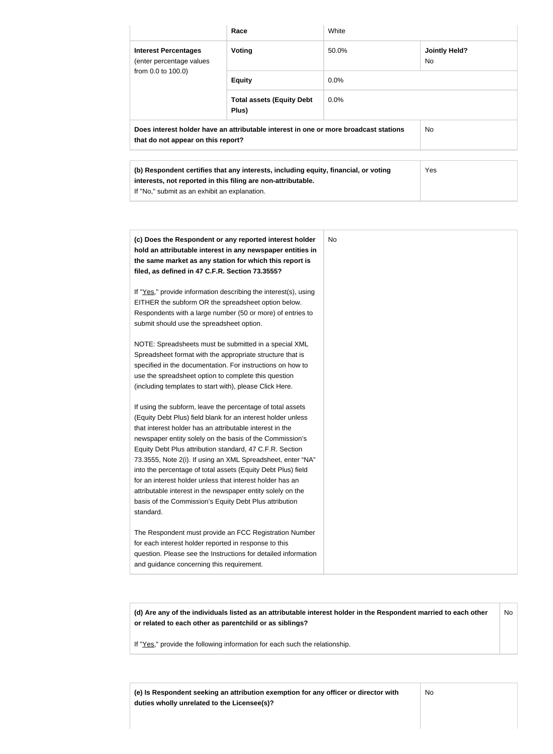| | | | |
|---|---|---|---|
| | **Race** | White | |
| **Interest Percentages** (enter percentage values from 0.0 to 100.0) | **Voting** | 50.0% | **Jointly Held?** No |
| | **Equity** | 0.0% | |
| | **Total assets (Equity Debt Plus)** | 0.0% | |
| **Does interest holder have an attributable interest in one or more broadcast stations that do not appear on this report?** | | | No |

| | |
|---|---|
| **(b) Respondent certifies that any interests, including equity, financial, or voting interests, not reported in this filing are non-attributable.** If "No," submit as an exhibit an explanation. | Yes |

| | |
|---|---|
| **(c) Does the Respondent or any reported interest holder hold an attributable interest in any newspaper entities in the same market as any station for which this report is filed, as defined in 47 C.F.R. Section 73.3555?**<br><br>If "Yes," provide information describing the interest(s), using EITHER the subform OR the spreadsheet option below. Respondents with a large number (50 or more) of entries to submit should use the spreadsheet option.<br><br>NOTE: Spreadsheets must be submitted in a special XML Spreadsheet format with the appropriate structure that is specified in the documentation. For instructions on how to use the spreadsheet option to complete this question (including templates to start with), please Click Here.<br><br>If using the subform, leave the percentage of total assets (Equity Debt Plus) field blank for an interest holder unless that interest holder has an attributable interest in the newspaper entity solely on the basis of the Commission's Equity Debt Plus attribution standard, 47 C.F.R. Section 73.3555, Note 2(i). If using an XML Spreadsheet, enter "NA" into the percentage of total assets (Equity Debt Plus) field for an interest holder unless that interest holder has an attributable interest in the newspaper entity solely on the basis of the Commission's Equity Debt Plus attribution standard.<br><br>The Respondent must provide an FCC Registration Number for each interest holder reported in response to this question. Please see the Instructions for detailed information and guidance concerning this requirement. | No |

| | |
|---|---|
| **(d) Are any of the individuals listed as an attributable interest holder in the Respondent married to each other or related to each other as parentchild or as siblings?**<br><br>If "Yes," provide the following information for each such the relationship. | No |

| | |
|---|---|
| **(e) Is Respondent seeking an attribution exemption for any officer or director with duties wholly unrelated to the Licensee(s)?** | No |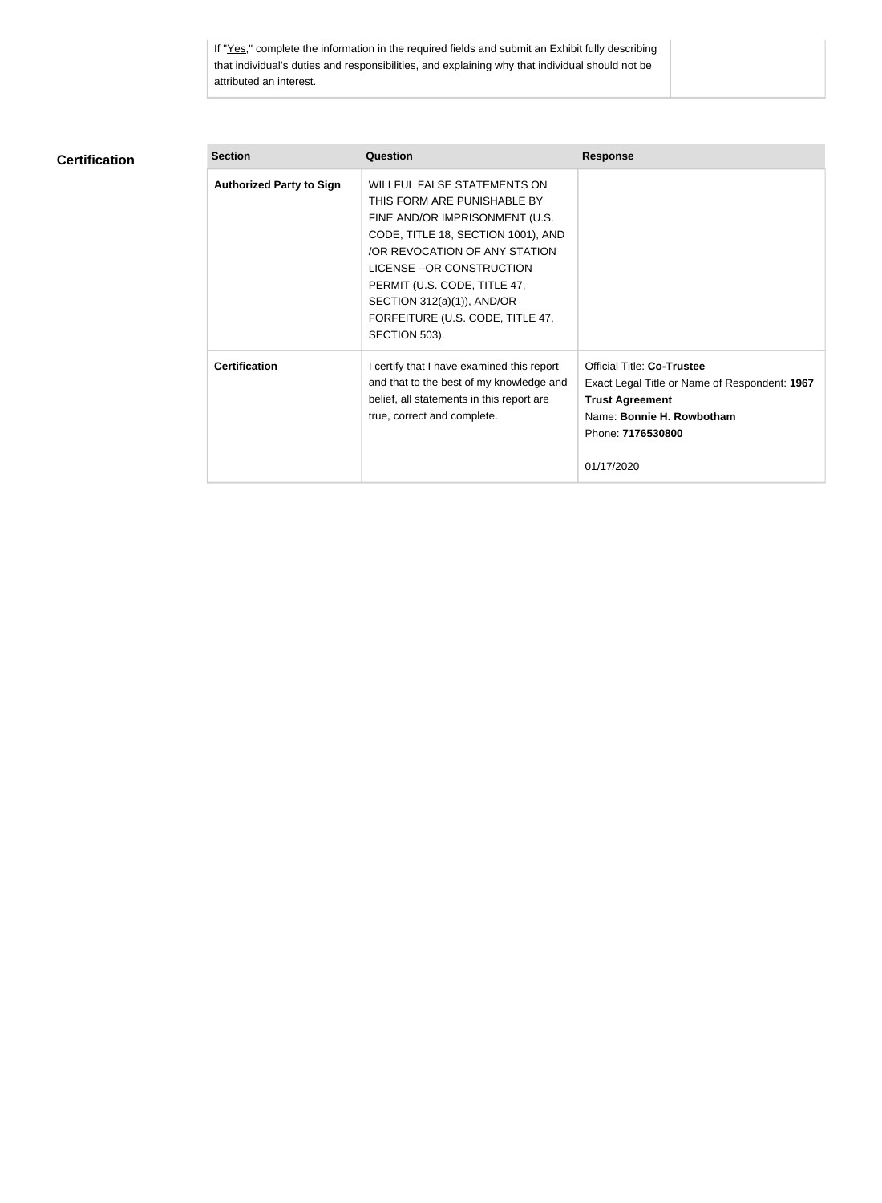| | |
|---|---|
| If "Yes," complete the information in the required fields and submit an Exhibit fully describing that individual's duties and responsibilities, and explaining why that individual should not be attributed an interest. | |

## Certification

| Section | Question | Response |
|---|---|---|
| **Authorized Party to Sign** | WILLFUL FALSE STATEMENTS ON THIS FORM ARE PUNISHABLE BY FINE AND/OR IMPRISONMENT (U.S. CODE, TITLE 18, SECTION 1001), AND /OR REVOCATION OF ANY STATION LICENSE --OR CONSTRUCTION PERMIT (U.S. CODE, TITLE 47, SECTION 312(a)(1)), AND/OR FORFEITURE (U.S. CODE, TITLE 47, SECTION 503). | |
| **Certification** | I certify that I have examined this report and that to the best of my knowledge and belief, all statements in this report are true, correct and complete. | Official Title: **Co-Trustee**<br>Exact Legal Title or Name of Respondent: **1967 Trust Agreement**<br>Name: **Bonnie H. Rowbotham**<br>Phone: **7176530800**<br><br>01/17/2020 |